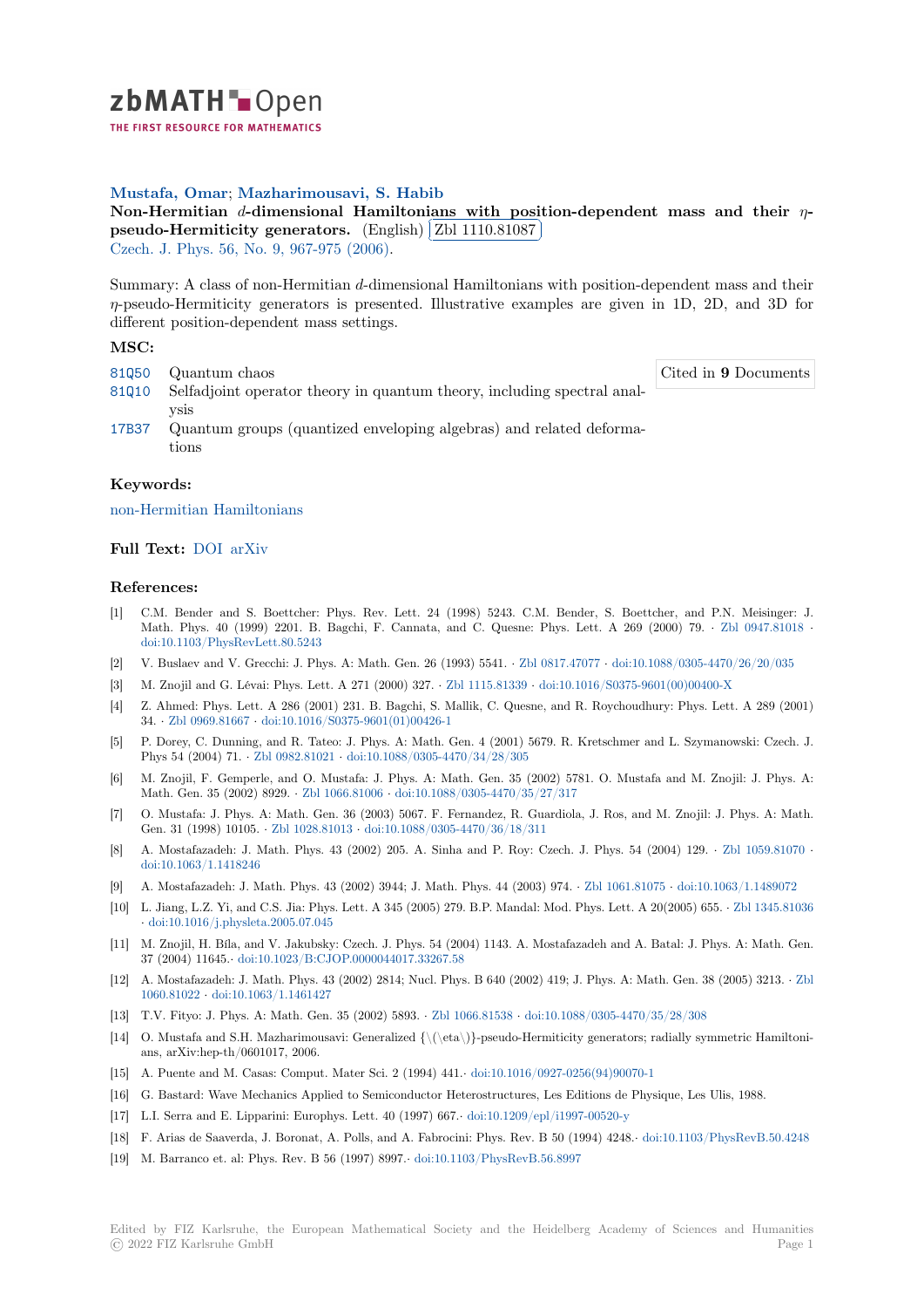zbMATH Open — THE FIRST RESOURCE FOR MATHEMATICS

**Mustafa, Omar; Mazharimousavi, S. Habib**

**Non-Hermitian $d$-dimensional Hamiltonians with position-dependent mass and their $\eta$-pseudo-Hermiticity generators.** (English) Zbl 1110.81087

Czech. J. Phys. 56, No. 9, 967-975 (2006).

Summary: A class of non-Hermitian $d$-dimensional Hamiltonians with position-dependent mass and their $\eta$-pseudo-Hermiticity generators is presented. Illustrative examples are given in 1D, 2D, and 3D for different position-dependent mass settings.

### MSC:

- 81Q50 Quantum chaos
- 81Q10 Selfadjoint operator theory in quantum theory, including spectral analysis
- 17B37 Quantum groups (quantized enveloping algebras) and related deformations

Cited in **9** Documents

### Keywords:

non-Hermitian Hamiltonians

### Full Text: DOI arXiv

### References:

[1] C.M. Bender and S. Boettcher: Phys. Rev. Lett. 24 (1998) 5243. C.M. Bender, S. Boettcher, and P.N. Meisinger: J. Math. Phys. 40 (1999) 2201. B. Bagchi, F. Cannata, and C. Quesne: Phys. Lett. A 269 (2000) 79. · Zbl 0947.81018 · doi:10.1103/PhysRevLett.80.5243

[2] V. Buslaev and V. Grecchi: J. Phys. A: Math. Gen. 26 (1993) 5541. · Zbl 0817.47077 · doi:10.1088/0305-4470/26/20/035

[3] M. Znojil and G. Lévai: Phys. Lett. A 271 (2000) 327. · Zbl 1115.81339 · doi:10.1016/S0375-9601(00)00400-X

[4] Z. Ahmed: Phys. Lett. A 286 (2001) 231. B. Bagchi, S. Mallik, C. Quesne, and R. Roychoudhury: Phys. Lett. A 289 (2001) 34. · Zbl 0969.81667 · doi:10.1016/S0375-9601(01)00426-1

[5] P. Dorey, C. Dunning, and R. Tateo: J. Phys. A: Math. Gen. 4 (2001) 5679. R. Kretschmer and L. Szymanowski: Czech. J. Phys 54 (2004) 71. · Zbl 0982.81021 · doi:10.1088/0305-4470/34/28/305

[6] M. Znojil, F. Gemperle, and O. Mustafa: J. Phys. A: Math. Gen. 35 (2002) 5781. O. Mustafa and M. Znojil: J. Phys. A: Math. Gen. 35 (2002) 8929. · Zbl 1066.81006 · doi:10.1088/0305-4470/35/27/317

[7] O. Mustafa: J. Phys. A: Math. Gen. 36 (2003) 5067. F. Fernandez, R. Guardiola, J. Ros, and M. Znojil: J. Phys. A: Math. Gen. 31 (1998) 10105. · Zbl 1028.81013 · doi:10.1088/0305-4470/36/18/311

[8] A. Mostafazadeh: J. Math. Phys. 43 (2002) 205. A. Sinha and P. Roy: Czech. J. Phys. 54 (2004) 129. · Zbl 1059.81070 · doi:10.1063/1.1418246

[9] A. Mostafazadeh: J. Math. Phys. 43 (2002) 3944; J. Math. Phys. 44 (2003) 974. · Zbl 1061.81075 · doi:10.1063/1.1489072

[10] L. Jiang, L.Z. Yi, and C.S. Jia: Phys. Lett. A 345 (2005) 279. B.P. Mandal: Mod. Phys. Lett. A 20(2005) 655. · Zbl 1345.81036 · doi:10.1016/j.physleta.2005.07.045

[11] M. Znojil, H. Bíla, and V. Jakubsky: Czech. J. Phys. 54 (2004) 1143. A. Mostafazadeh and A. Batal: J. Phys. A: Math. Gen. 37 (2004) 11645.· doi:10.1023/B:CJOP.0000044017.33267.58

[12] A. Mostafazadeh: J. Math. Phys. 43 (2002) 2814; Nucl. Phys. B 640 (2002) 419; J. Phys. A: Math. Gen. 38 (2005) 3213. · Zbl 1060.81022 · doi:10.1063/1.1461427

[13] T.V. Fityo: J. Phys. A: Math. Gen. 35 (2002) 5893. · Zbl 1066.81538 · doi:10.1088/0305-4470/35/28/308

[14] O. Mustafa and S.H. Mazharimousavi: Generalized {\(\eta\)}-pseudo-Hermiticity generators; radially symmetric Hamiltonians, arXiv:hep-th/0601017, 2006.

[15] A. Puente and M. Casas: Comput. Mater Sci. 2 (1994) 441.· doi:10.1016/0927-0256(94)90070-1

[16] G. Bastard: Wave Mechanics Applied to Semiconductor Heterostructures, Les Editions de Physique, Les Ulis, 1988.

[17] L.I. Serra and E. Lipparini: Europhys. Lett. 40 (1997) 667.· doi:10.1209/epl/i1997-00520-y

[18] F. Arias de Saaverda, J. Boronat, A. Polls, and A. Fabrocini: Phys. Rev. B 50 (1994) 4248.· doi:10.1103/PhysRevB.50.4248

[19] M. Barranco et. al: Phys. Rev. B 56 (1997) 8997.· doi:10.1103/PhysRevB.56.8997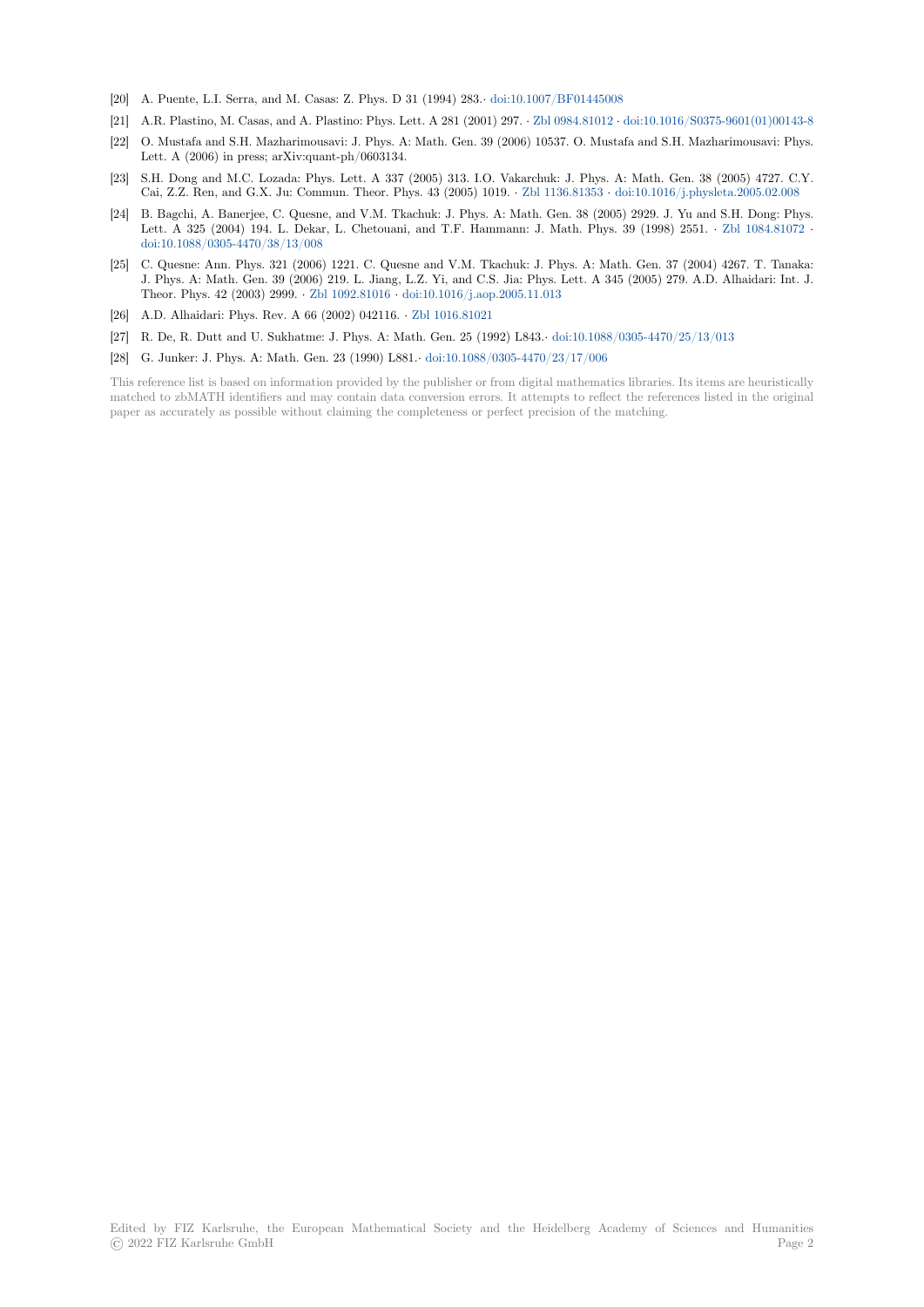[20] A. Puente, L.I. Serra, and M. Casas: Z. Phys. D 31 (1994) 283.· doi:10.1007/BF01445008

[21] A.R. Plastino, M. Casas, and A. Plastino: Phys. Lett. A 281 (2001) 297. · Zbl 0984.81012 · doi:10.1016/S0375-9601(01)00143-8

[22] O. Mustafa and S.H. Mazharimousavi: J. Phys. A: Math. Gen. 39 (2006) 10537. O. Mustafa and S.H. Mazharimousavi: Phys. Lett. A (2006) in press; arXiv:quant-ph/0603134.

[23] S.H. Dong and M.C. Lozada: Phys. Lett. A 337 (2005) 313. I.O. Vakarchuk: J. Phys. A: Math. Gen. 38 (2005) 4727. C.Y. Cai, Z.Z. Ren, and G.X. Ju: Commun. Theor. Phys. 43 (2005) 1019. · Zbl 1136.81353 · doi:10.1016/j.physleta.2005.02.008

[24] B. Bagchi, A. Banerjee, C. Quesne, and V.M. Tkachuk: J. Phys. A: Math. Gen. 38 (2005) 2929. J. Yu and S.H. Dong: Phys. Lett. A 325 (2004) 194. L. Dekar, L. Chetouani, and T.F. Hammann: J. Math. Phys. 39 (1998) 2551. · Zbl 1084.81072 · doi:10.1088/0305-4470/38/13/008

[25] C. Quesne: Ann. Phys. 321 (2006) 1221. C. Quesne and V.M. Tkachuk: J. Phys. A: Math. Gen. 37 (2004) 4267. T. Tanaka: J. Phys. A: Math. Gen. 39 (2006) 219. L. Jiang, L.Z. Yi, and C.S. Jia: Phys. Lett. A 345 (2005) 279. A.D. Alhaidari: Int. J. Theor. Phys. 42 (2003) 2999. · Zbl 1092.81016 · doi:10.1016/j.aop.2005.11.013

[26] A.D. Alhaidari: Phys. Rev. A 66 (2002) 042116. · Zbl 1016.81021

[27] R. De, R. Dutt and U. Sukhatme: J. Phys. A: Math. Gen. 25 (1992) L843.· doi:10.1088/0305-4470/25/13/013

[28] G. Junker: J. Phys. A: Math. Gen. 23 (1990) L881.· doi:10.1088/0305-4470/23/17/006

This reference list is based on information provided by the publisher or from digital mathematics libraries. Its items are heuristically matched to zbMATH identifiers and may contain data conversion errors. It attempts to reflect the references listed in the original paper as accurately as possible without claiming the completeness or perfect precision of the matching.